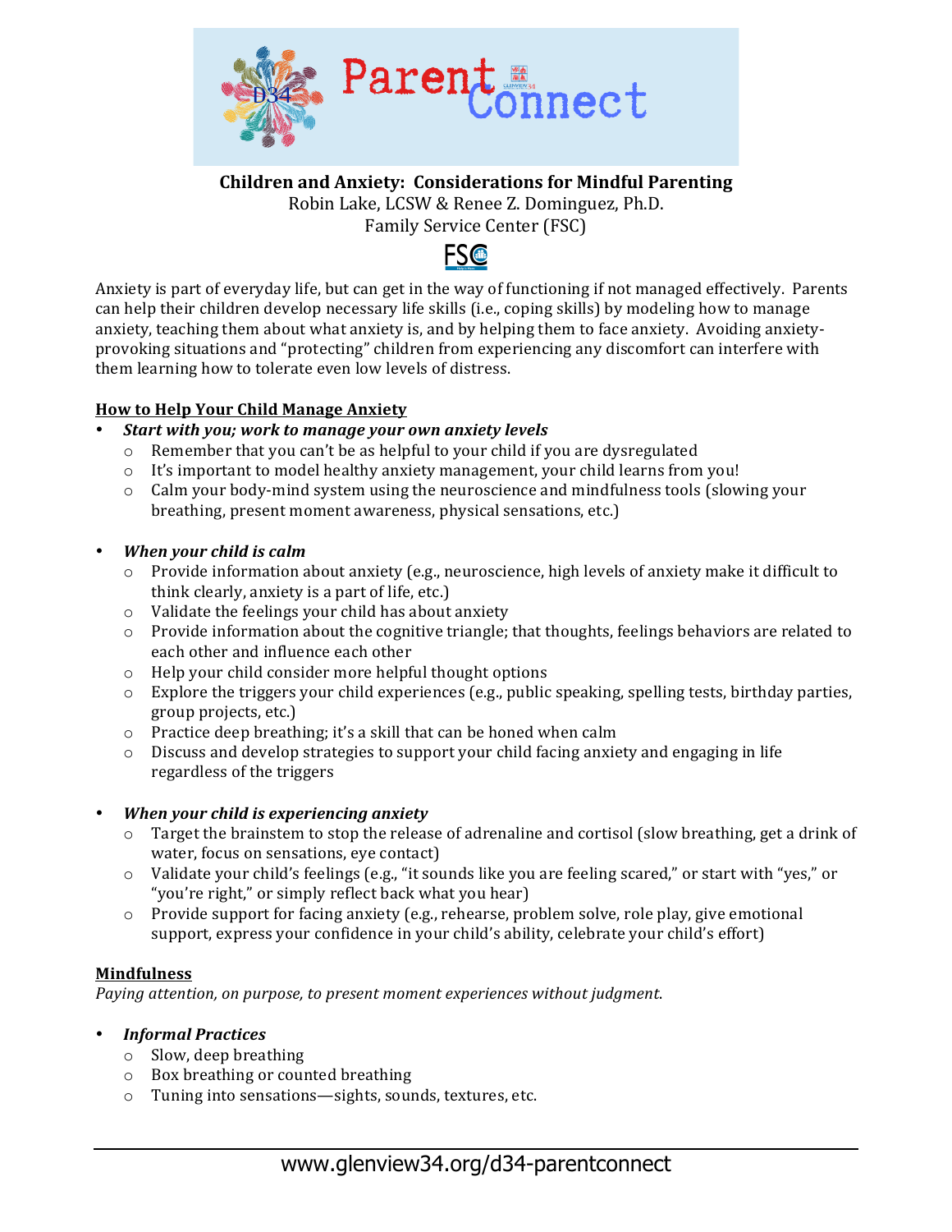# Parent Connect

**Children and Anxiety: Considerations for Mindful Parenting**

Robin Lake, LCSW & Renee Z. Dominguez, Ph.D.
Family Service Center (FSC)

Anxiety is part of everyday life, but can get in the way of functioning if not managed effectively. Parents can help their children develop necessary life skills (i.e., coping skills) by modeling how to manage anxiety, teaching them about what anxiety is, and by helping them to face anxiety. Avoiding anxiety-provoking situations and "protecting" children from experiencing any discomfort can interfere with them learning how to tolerate even low levels of distress.

## How to Help Your Child Manage Anxiety

- ***Start with you; work to manage your own anxiety levels***
  - Remember that you can't be as helpful to your child if you are dysregulated
  - It's important to model healthy anxiety management, your child learns from you!
  - Calm your body-mind system using the neuroscience and mindfulness tools (slowing your breathing, present moment awareness, physical sensations, etc.)

- ***When your child is calm***
  - Provide information about anxiety (e.g., neuroscience, high levels of anxiety make it difficult to think clearly, anxiety is a part of life, etc.)
  - Validate the feelings your child has about anxiety
  - Provide information about the cognitive triangle; that thoughts, feelings behaviors are related to each other and influence each other
  - Help your child consider more helpful thought options
  - Explore the triggers your child experiences (e.g., public speaking, spelling tests, birthday parties, group projects, etc.)
  - Practice deep breathing; it's a skill that can be honed when calm
  - Discuss and develop strategies to support your child facing anxiety and engaging in life regardless of the triggers

- ***When your child is experiencing anxiety***
  - Target the brainstem to stop the release of adrenaline and cortisol (slow breathing, get a drink of water, focus on sensations, eye contact)
  - Validate your child's feelings (e.g., "it sounds like you are feeling scared," or start with "yes," or "you're right," or simply reflect back what you hear)
  - Provide support for facing anxiety (e.g., rehearse, problem solve, role play, give emotional support, express your confidence in your child's ability, celebrate your child's effort)

## Mindfulness

*Paying attention, on purpose, to present moment experiences without judgment.*

- ***Informal Practices***
  - Slow, deep breathing
  - Box breathing or counted breathing
  - Tuning into sensations—sights, sounds, textures, etc.

www.glenview34.org/d34-parentconnect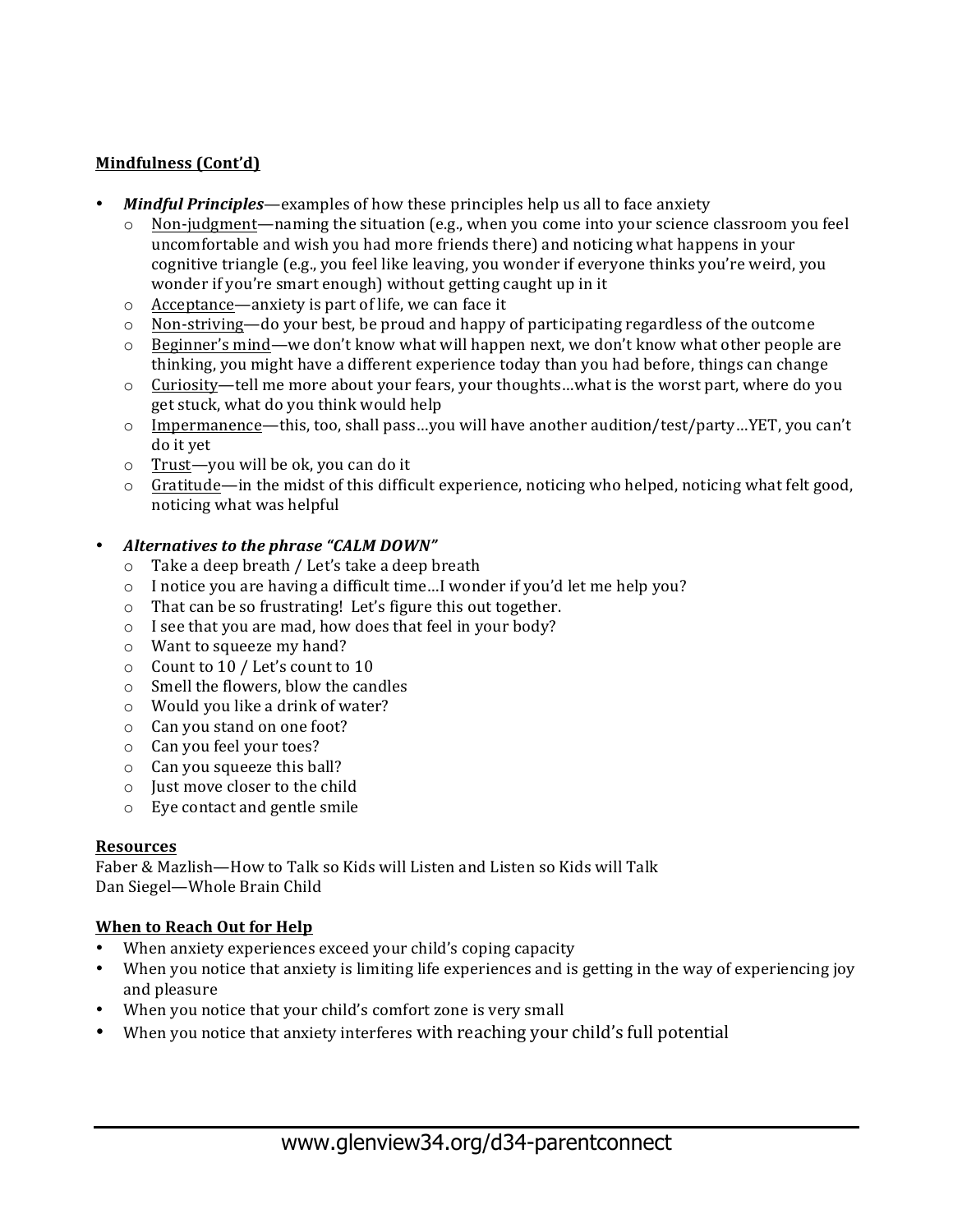## Mindfulness (Cont'd)

- ***Mindful Principles***—examples of how these principles help us all to face anxiety
  - Non-judgment—naming the situation (e.g., when you come into your science classroom you feel uncomfortable and wish you had more friends there) and noticing what happens in your cognitive triangle (e.g., you feel like leaving, you wonder if everyone thinks you're weird, you wonder if you're smart enough) without getting caught up in it
  - Acceptance—anxiety is part of life, we can face it
  - Non-striving—do your best, be proud and happy of participating regardless of the outcome
  - Beginner's mind—we don't know what will happen next, we don't know what other people are thinking, you might have a different experience today than you had before, things can change
  - Curiosity—tell me more about your fears, your thoughts…what is the worst part, where do you get stuck, what do you think would help
  - Impermanence—this, too, shall pass…you will have another audition/test/party…YET, you can't do it yet
  - Trust—you will be ok, you can do it
  - Gratitude—in the midst of this difficult experience, noticing who helped, noticing what felt good, noticing what was helpful

- ***Alternatives to the phrase "CALM DOWN"***
  - Take a deep breath / Let's take a deep breath
  - I notice you are having a difficult time…I wonder if you'd let me help you?
  - That can be so frustrating! Let's figure this out together.
  - I see that you are mad, how does that feel in your body?
  - Want to squeeze my hand?
  - Count to 10 / Let's count to 10
  - Smell the flowers, blow the candles
  - Would you like a drink of water?
  - Can you stand on one foot?
  - Can you feel your toes?
  - Can you squeeze this ball?
  - Just move closer to the child
  - Eye contact and gentle smile

## Resources

Faber & Mazlish—How to Talk so Kids will Listen and Listen so Kids will Talk
Dan Siegel—Whole Brain Child

## When to Reach Out for Help

- When anxiety experiences exceed your child's coping capacity
- When you notice that anxiety is limiting life experiences and is getting in the way of experiencing joy and pleasure
- When you notice that your child's comfort zone is very small
- When you notice that anxiety interferes with reaching your child's full potential

www.glenview34.org/d34-parentconnect